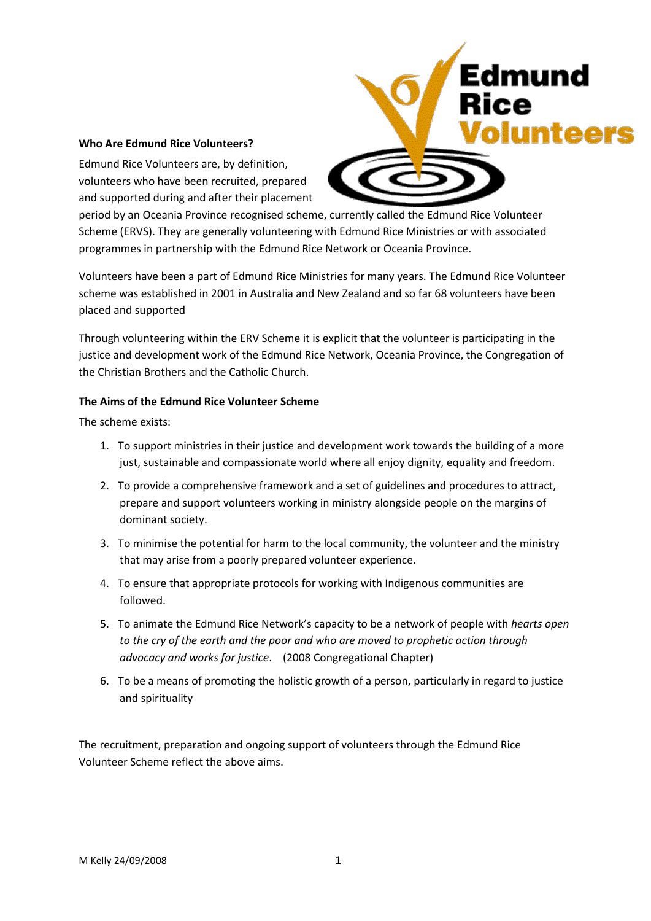**Who Are Edmund Rice Volunteers?**

Edmund Rice Volunteers are, by definition, volunteers who have been recruited, prepared and supported during and after their placement period by an Oceania Province recognised scheme, currently called the Edmund Rice Volunteer Scheme (ERVS). They are generally volunteering with Edmund Rice Ministries or with associated programmes in partnership with the Edmund Rice Network or Oceania Province.

Volunteers have been a part of Edmund Rice Ministries for many years. The Edmund Rice Volunteer scheme was established in 2001 in Australia and New Zealand and so far 68 volunteers have been placed and supported

Through volunteering within the ERV Scheme it is explicit that the volunteer is participating in the justice and development work of the Edmund Rice Network, Oceania Province, the Congregation of the Christian Brothers and the Catholic Church.

**The Aims of the Edmund Rice Volunteer Scheme**

The scheme exists:

1. To support ministries in their justice and development work towards the building of a more just, sustainable and compassionate world where all enjoy dignity, equality and freedom.
2. To provide a comprehensive framework and a set of guidelines and procedures to attract, prepare and support volunteers working in ministry alongside people on the margins of dominant society.
3. To minimise the potential for harm to the local community, the volunteer and the ministry that may arise from a poorly prepared volunteer experience.
4. To ensure that appropriate protocols for working with Indigenous communities are followed.
5. To animate the Edmund Rice Network's capacity to be a network of people with *hearts open to the cry of the earth and the poor and who are moved to prophetic action through advocacy and works for justice*. (2008 Congregational Chapter)
6. To be a means of promoting the holistic growth of a person, particularly in regard to justice and spirituality

The recruitment, preparation and ongoing support of volunteers through the Edmund Rice Volunteer Scheme reflect the above aims.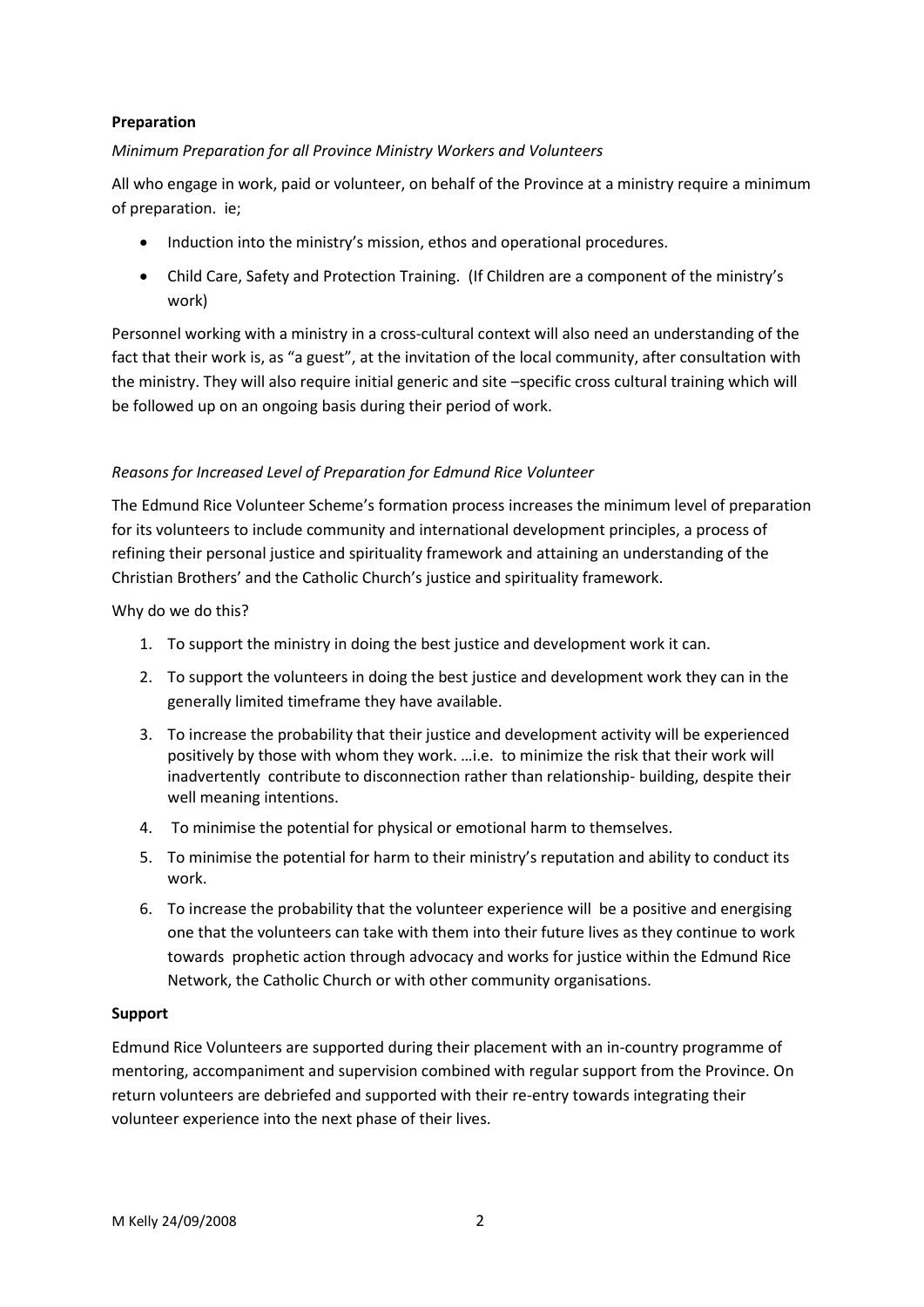**Preparation**

*Minimum Preparation for all Province Ministry Workers and Volunteers*

All who engage in work, paid or volunteer, on behalf of the Province at a ministry require a minimum of preparation. ie;

- Induction into the ministry's mission, ethos and operational procedures.
- Child Care, Safety and Protection Training. (If Children are a component of the ministry's work)

Personnel working with a ministry in a cross-cultural context will also need an understanding of the fact that their work is, as "a guest", at the invitation of the local community, after consultation with the ministry. They will also require initial generic and site –specific cross cultural training which will be followed up on an ongoing basis during their period of work.

*Reasons for Increased Level of Preparation for Edmund Rice Volunteer*

The Edmund Rice Volunteer Scheme's formation process increases the minimum level of preparation for its volunteers to include community and international development principles, a process of refining their personal justice and spirituality framework and attaining an understanding of the Christian Brothers' and the Catholic Church's justice and spirituality framework.

Why do we do this?

1. To support the ministry in doing the best justice and development work it can.
2. To support the volunteers in doing the best justice and development work they can in the generally limited timeframe they have available.
3. To increase the probability that their justice and development activity will be experienced positively by those with whom they work. …i.e. to minimize the risk that their work will inadvertently contribute to disconnection rather than relationship- building, despite their well meaning intentions.
4. To minimise the potential for physical or emotional harm to themselves.
5. To minimise the potential for harm to their ministry's reputation and ability to conduct its work.
6. To increase the probability that the volunteer experience will be a positive and energising one that the volunteers can take with them into their future lives as they continue to work towards prophetic action through advocacy and works for justice within the Edmund Rice Network, the Catholic Church or with other community organisations.

**Support**

Edmund Rice Volunteers are supported during their placement with an in-country programme of mentoring, accompaniment and supervision combined with regular support from the Province. On return volunteers are debriefed and supported with their re-entry towards integrating their volunteer experience into the next phase of their lives.

M Kelly 24/09/2008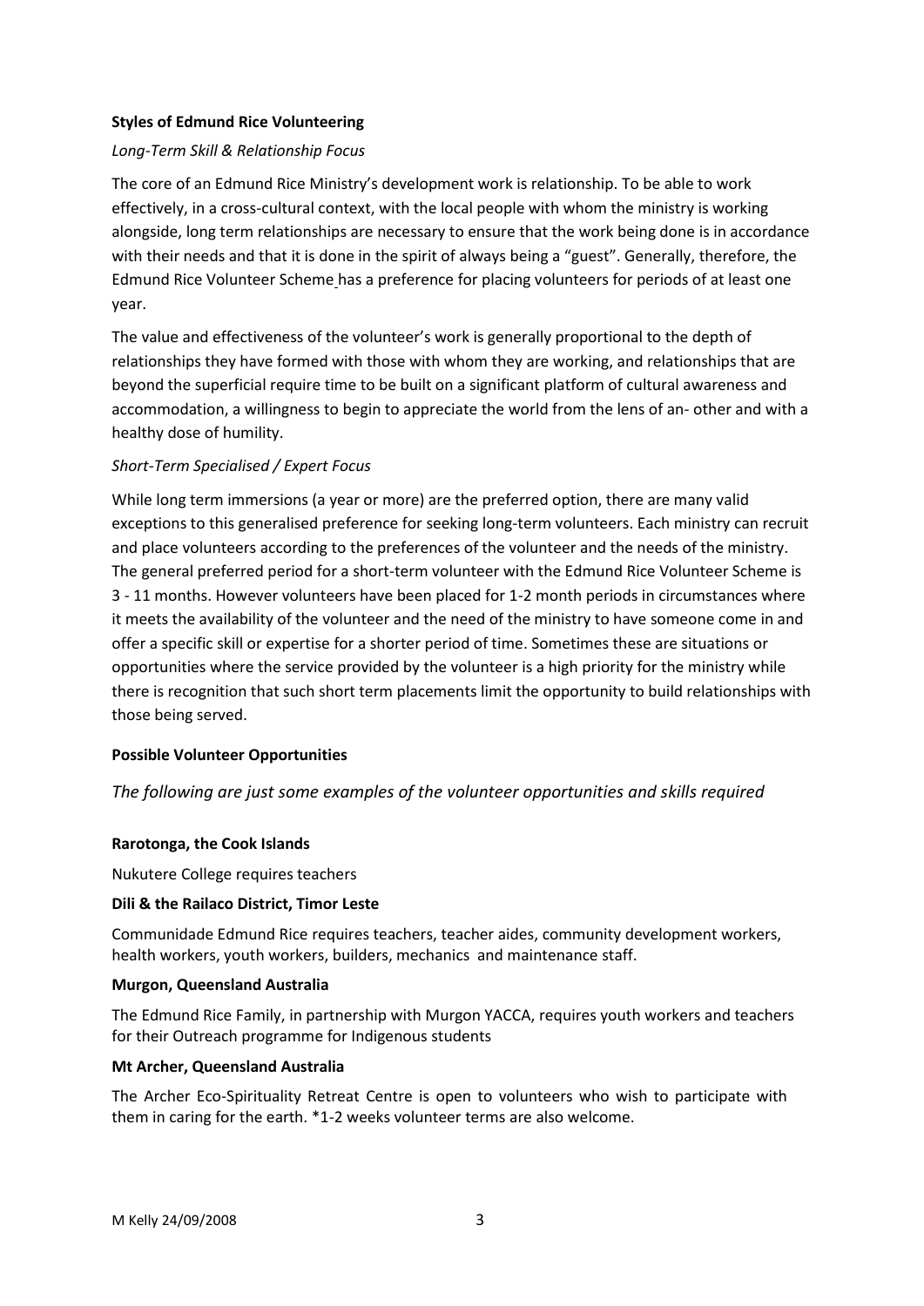**Styles of Edmund Rice Volunteering**

*Long-Term Skill & Relationship Focus*

The core of an Edmund Rice Ministry's development work is relationship. To be able to work effectively, in a cross-cultural context, with the local people with whom the ministry is working alongside, long term relationships are necessary to ensure that the work being done is in accordance with their needs and that it is done in the spirit of always being a "guest". Generally, therefore, the Edmund Rice Volunteer Scheme has a preference for placing volunteers for periods of at least one year.

The value and effectiveness of the volunteer's work is generally proportional to the depth of relationships they have formed with those with whom they are working, and relationships that are beyond the superficial require time to be built on a significant platform of cultural awareness and accommodation, a willingness to begin to appreciate the world from the lens of an- other and with a healthy dose of humility.

*Short-Term Specialised / Expert Focus*

While long term immersions (a year or more) are the preferred option, there are many valid exceptions to this generalised preference for seeking long-term volunteers. Each ministry can recruit and place volunteers according to the preferences of the volunteer and the needs of the ministry. The general preferred period for a short-term volunteer with the Edmund Rice Volunteer Scheme is 3 - 11 months. However volunteers have been placed for 1-2 month periods in circumstances where it meets the availability of the volunteer and the need of the ministry to have someone come in and offer a specific skill or expertise for a shorter period of time. Sometimes these are situations or opportunities where the service provided by the volunteer is a high priority for the ministry while there is recognition that such short term placements limit the opportunity to build relationships with those being served.

**Possible Volunteer Opportunities**

*The following are just some examples of the volunteer opportunities and skills required*

**Rarotonga, the Cook Islands**

Nukutere College requires teachers

**Dili & the Railaco District, Timor Leste**

Communidade Edmund Rice requires teachers, teacher aides, community development workers, health workers, youth workers, builders, mechanics and maintenance staff.

**Murgon, Queensland Australia**

The Edmund Rice Family, in partnership with Murgon YACCA, requires youth workers and teachers for their Outreach programme for Indigenous students

**Mt Archer, Queensland Australia**

The Archer Eco-Spirituality Retreat Centre is open to volunteers who wish to participate with them in caring for the earth. *1-2 weeks volunteer terms are also welcome.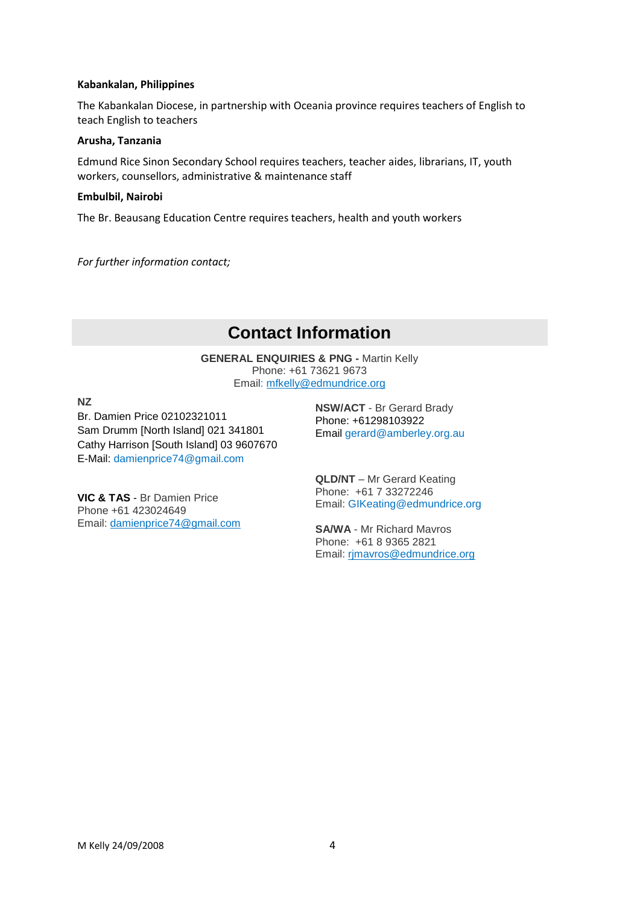**Kabankalan, Philippines**

The Kabankalan Diocese, in partnership with Oceania province requires teachers of English to teach English to teachers

**Arusha, Tanzania**

Edmund Rice Sinon Secondary School requires teachers, teacher aides, librarians, IT, youth workers, counsellors, administrative & maintenance staff

**Embulbil, Nairobi**

The Br. Beausang Education Centre requires teachers, health and youth workers

*For further information contact;*

## Contact Information

**GENERAL ENQUIRIES & PNG -** Martin Kelly
Phone: +61 73621 9673
Email: mfkelly@edmundrice.org

**NZ**
Br. Damien Price 02102321011
Sam Drumm [North Island] 021 341801
Cathy Harrison [South Island] 03 9607670
E-Mail: damienprice74@gmail.com

**VIC & TAS** - Br Damien Price
Phone +61 423024649
Email: damienprice74@gmail.com

**NSW/ACT** - Br Gerard Brady
Phone: +61298103922
Email gerard@amberley.org.au

**QLD/NT** – Mr Gerard Keating
Phone: +61 7 33272246
Email: GIKeating@edmundrice.org

**SA/WA** - Mr Richard Mavros
Phone: +61 8 9365 2821
Email: rjmavros@edmundrice.org

M Kelly 24/09/2008